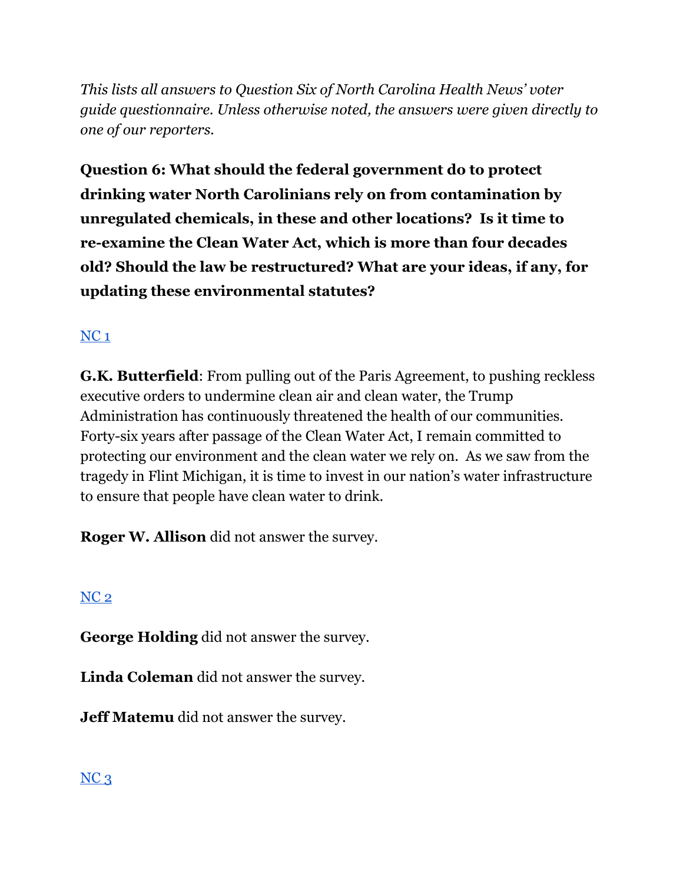*This lists all answers to Question Six of North Carolina Health News' voter guide questionnaire. Unless otherwise noted, the answers were given directly to one of our reporters.*

**Question 6: What should the federal government do to protect drinking water North Carolinians rely on from contamination by unregulated chemicals, in these and other locations? Is it time to re-examine the Clean Water Act, which is more than four decades old? Should the law be restructured? What are your ideas, if any, for updating these environmental statutes?**

NC 1

**G.K. Butterfield**: From pulling out of the Paris Agreement, to pushing reckless executive orders to undermine clean air and clean water, the Trump Administration has continuously threatened the health of our communities. Forty-six years after passage of the Clean Water Act, I remain committed to protecting our environment and the clean water we rely on. As we saw from the tragedy in Flint Michigan, it is time to invest in our nation's water infrastructure to ensure that people have clean water to drink.

**Roger W. Allison** did not answer the survey.

NC 2

**George Holding** did not answer the survey.

**Linda Coleman** did not answer the survey.

**Jeff Matemu** did not answer the survey.

NC 3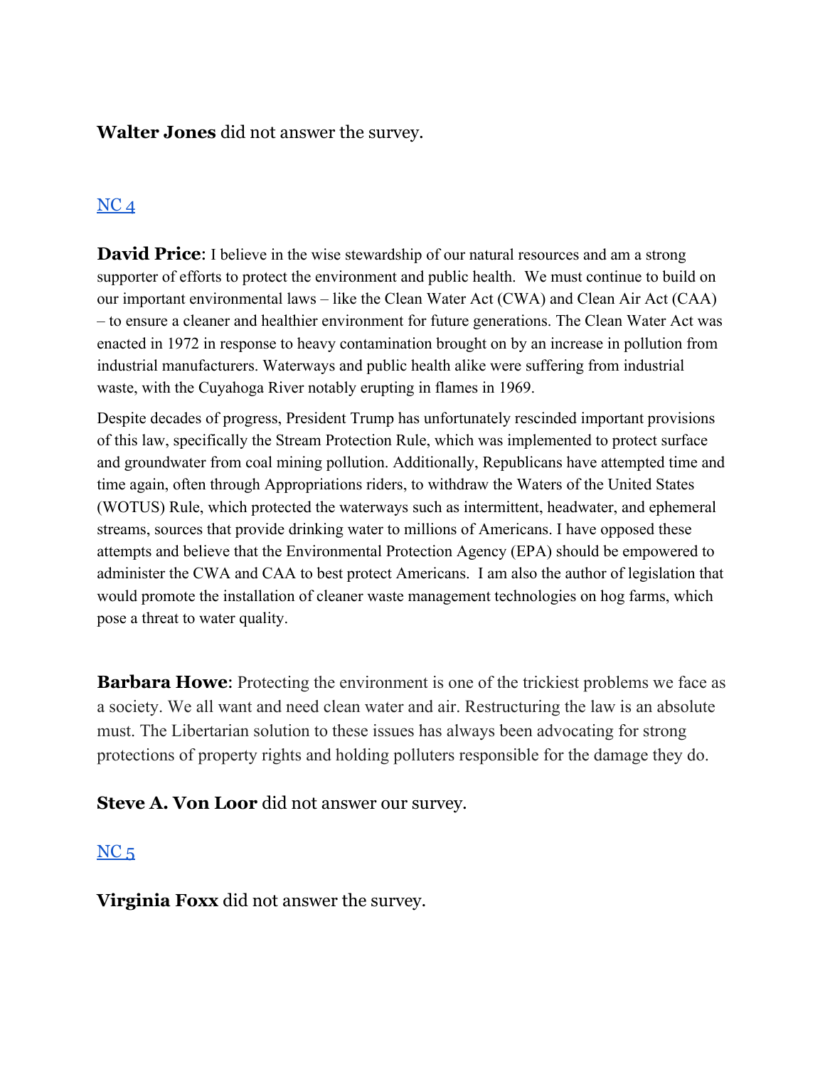**Walter Jones** did not answer the survey.

[NC 4]

**David Price**: I believe in the wise stewardship of our natural resources and am a strong supporter of efforts to protect the environment and public health. We must continue to build on our important environmental laws – like the Clean Water Act (CWA) and Clean Air Act (CAA) – to ensure a cleaner and healthier environment for future generations. The Clean Water Act was enacted in 1972 in response to heavy contamination brought on by an increase in pollution from industrial manufacturers. Waterways and public health alike were suffering from industrial waste, with the Cuyahoga River notably erupting in flames in 1969.

Despite decades of progress, President Trump has unfortunately rescinded important provisions of this law, specifically the Stream Protection Rule, which was implemented to protect surface and groundwater from coal mining pollution. Additionally, Republicans have attempted time and time again, often through Appropriations riders, to withdraw the Waters of the United States (WOTUS) Rule, which protected the waterways such as intermittent, headwater, and ephemeral streams, sources that provide drinking water to millions of Americans. I have opposed these attempts and believe that the Environmental Protection Agency (EPA) should be empowered to administer the CWA and CAA to best protect Americans. I am also the author of legislation that would promote the installation of cleaner waste management technologies on hog farms, which pose a threat to water quality.

**Barbara Howe**: Protecting the environment is one of the trickiest problems we face as a society. We all want and need clean water and air. Restructuring the law is an absolute must. The Libertarian solution to these issues has always been advocating for strong protections of property rights and holding polluters responsible for the damage they do.

**Steve A. Von Loor** did not answer our survey.

[NC 5]

**Virginia Foxx** did not answer the survey.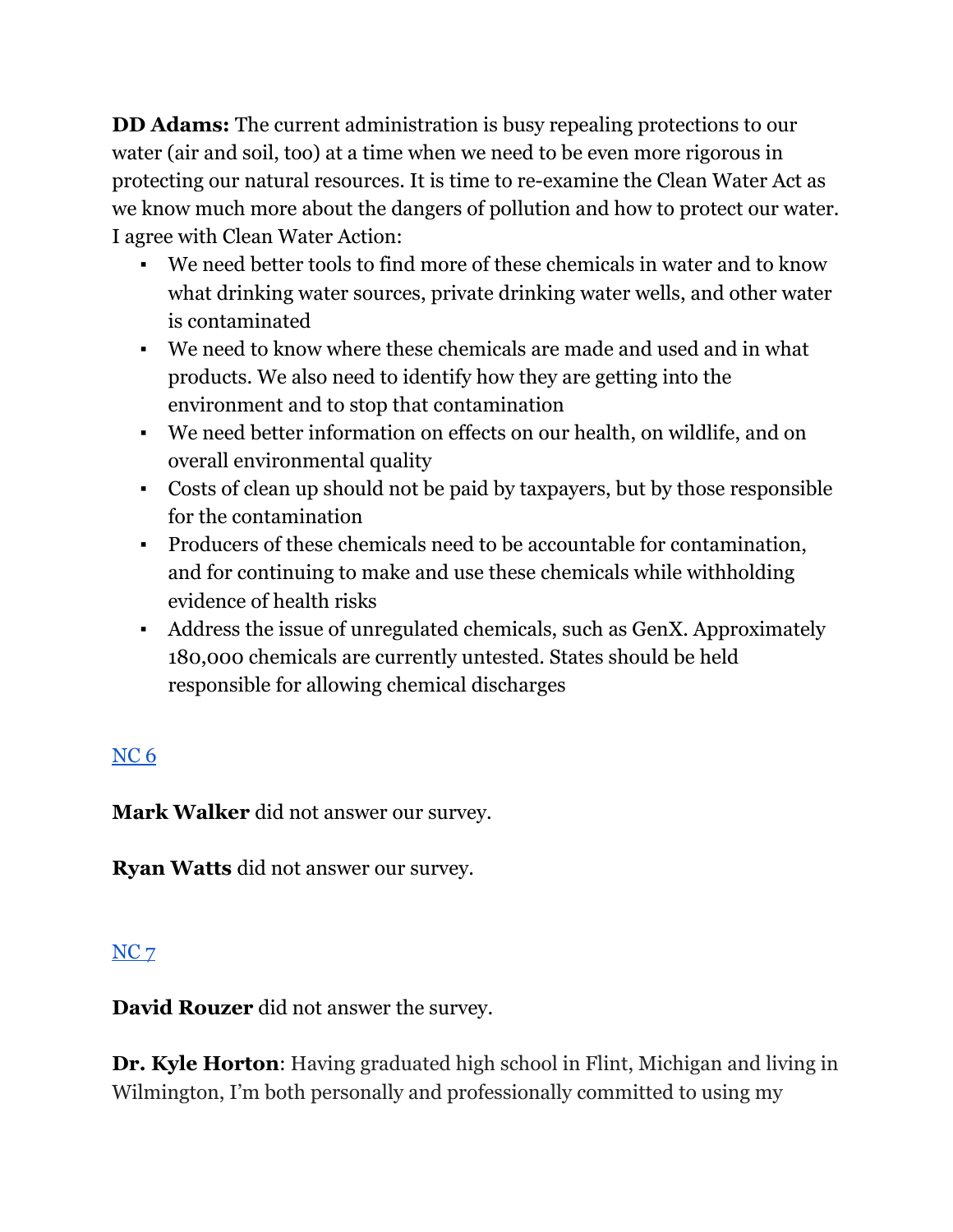**DD Adams:** The current administration is busy repealing protections to our water (air and soil, too) at a time when we need to be even more rigorous in protecting our natural resources. It is time to re-examine the Clean Water Act as we know much more about the dangers of pollution and how to protect our water. I agree with Clean Water Action:

- We need better tools to find more of these chemicals in water and to know what drinking water sources, private drinking water wells, and other water is contaminated
- We need to know where these chemicals are made and used and in what products. We also need to identify how they are getting into the environment and to stop that contamination
- We need better information on effects on our health, on wildlife, and on overall environmental quality
- Costs of clean up should not be paid by taxpayers, but by those responsible for the contamination
- Producers of these chemicals need to be accountable for contamination, and for continuing to make and use these chemicals while withholding evidence of health risks
- Address the issue of unregulated chemicals, such as GenX. Approximately 180,000 chemicals are currently untested. States should be held responsible for allowing chemical discharges

NC 6

**Mark Walker** did not answer our survey.

**Ryan Watts** did not answer our survey.

NC 7

**David Rouzer** did not answer the survey.

**Dr. Kyle Horton**: Having graduated high school in Flint, Michigan and living in Wilmington, I'm both personally and professionally committed to using my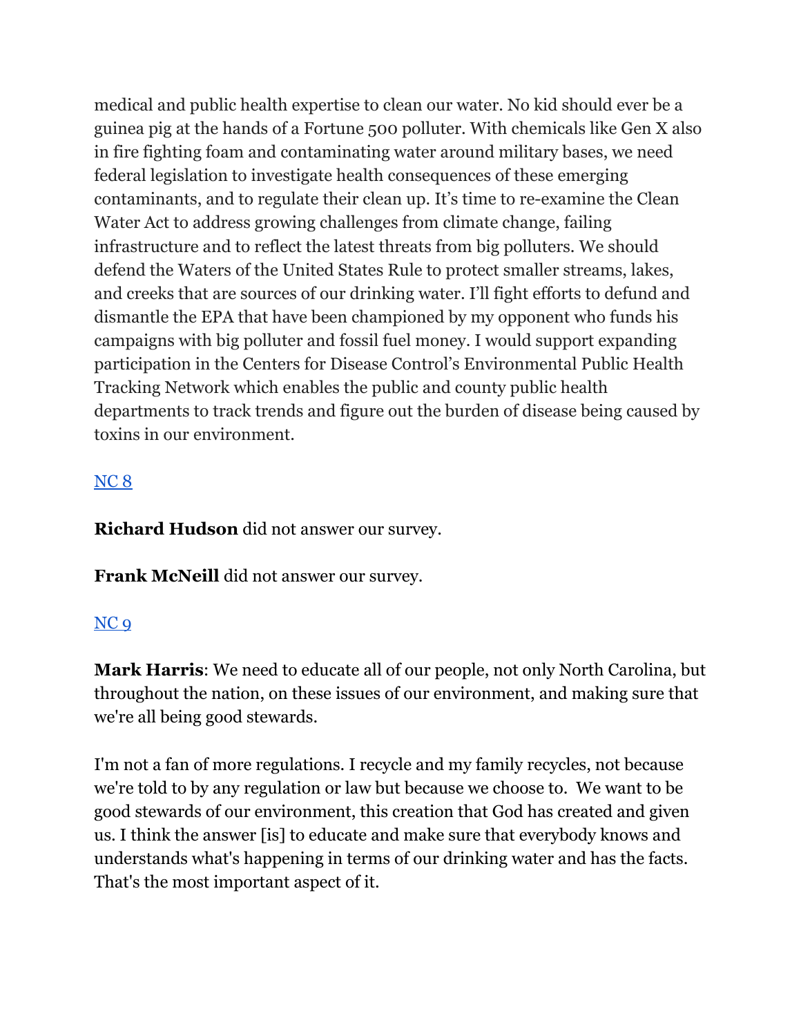medical and public health expertise to clean our water. No kid should ever be a guinea pig at the hands of a Fortune 500 polluter. With chemicals like Gen X also in fire fighting foam and contaminating water around military bases, we need federal legislation to investigate health consequences of these emerging contaminants, and to regulate their clean up. It's time to re-examine the Clean Water Act to address growing challenges from climate change, failing infrastructure and to reflect the latest threats from big polluters. We should defend the Waters of the United States Rule to protect smaller streams, lakes, and creeks that are sources of our drinking water. I'll fight efforts to defund and dismantle the EPA that have been championed by my opponent who funds his campaigns with big polluter and fossil fuel money. I would support expanding participation in the Centers for Disease Control's Environmental Public Health Tracking Network which enables the public and county public health departments to track trends and figure out the burden of disease being caused by toxins in our environment.

## NC 8

**Richard Hudson** did not answer our survey.

**Frank McNeill** did not answer our survey.

## NC 9

**Mark Harris**: We need to educate all of our people, not only North Carolina, but throughout the nation, on these issues of our environment, and making sure that we're all being good stewards.

I'm not a fan of more regulations. I recycle and my family recycles, not because we're told to by any regulation or law but because we choose to. We want to be good stewards of our environment, this creation that God has created and given us. I think the answer [is] to educate and make sure that everybody knows and understands what's happening in terms of our drinking water and has the facts. That's the most important aspect of it.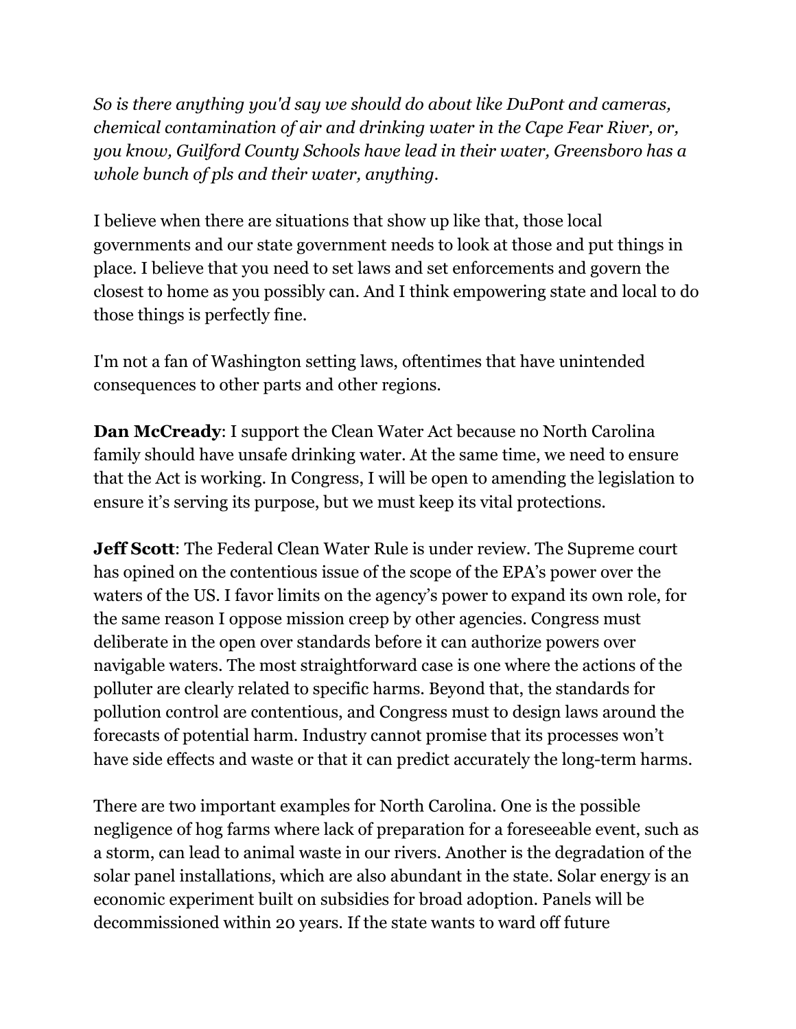*So is there anything you'd say we should do about like DuPont and cameras, chemical contamination of air and drinking water in the Cape Fear River, or, you know, Guilford County Schools have lead in their water, Greensboro has a whole bunch of pls and their water, anything.*

I believe when there are situations that show up like that, those local governments and our state government needs to look at those and put things in place. I believe that you need to set laws and set enforcements and govern the closest to home as you possibly can. And I think empowering state and local to do those things is perfectly fine.

I'm not a fan of Washington setting laws, oftentimes that have unintended consequences to other parts and other regions.

**Dan McCready**: I support the Clean Water Act because no North Carolina family should have unsafe drinking water. At the same time, we need to ensure that the Act is working. In Congress, I will be open to amending the legislation to ensure it's serving its purpose, but we must keep its vital protections.

**Jeff Scott**: The Federal Clean Water Rule is under review. The Supreme court has opined on the contentious issue of the scope of the EPA's power over the waters of the US. I favor limits on the agency's power to expand its own role, for the same reason I oppose mission creep by other agencies. Congress must deliberate in the open over standards before it can authorize powers over navigable waters. The most straightforward case is one where the actions of the polluter are clearly related to specific harms. Beyond that, the standards for pollution control are contentious, and Congress must to design laws around the forecasts of potential harm. Industry cannot promise that its processes won't have side effects and waste or that it can predict accurately the long-term harms.

There are two important examples for North Carolina. One is the possible negligence of hog farms where lack of preparation for a foreseeable event, such as a storm, can lead to animal waste in our rivers. Another is the degradation of the solar panel installations, which are also abundant in the state. Solar energy is an economic experiment built on subsidies for broad adoption. Panels will be decommissioned within 20 years. If the state wants to ward off future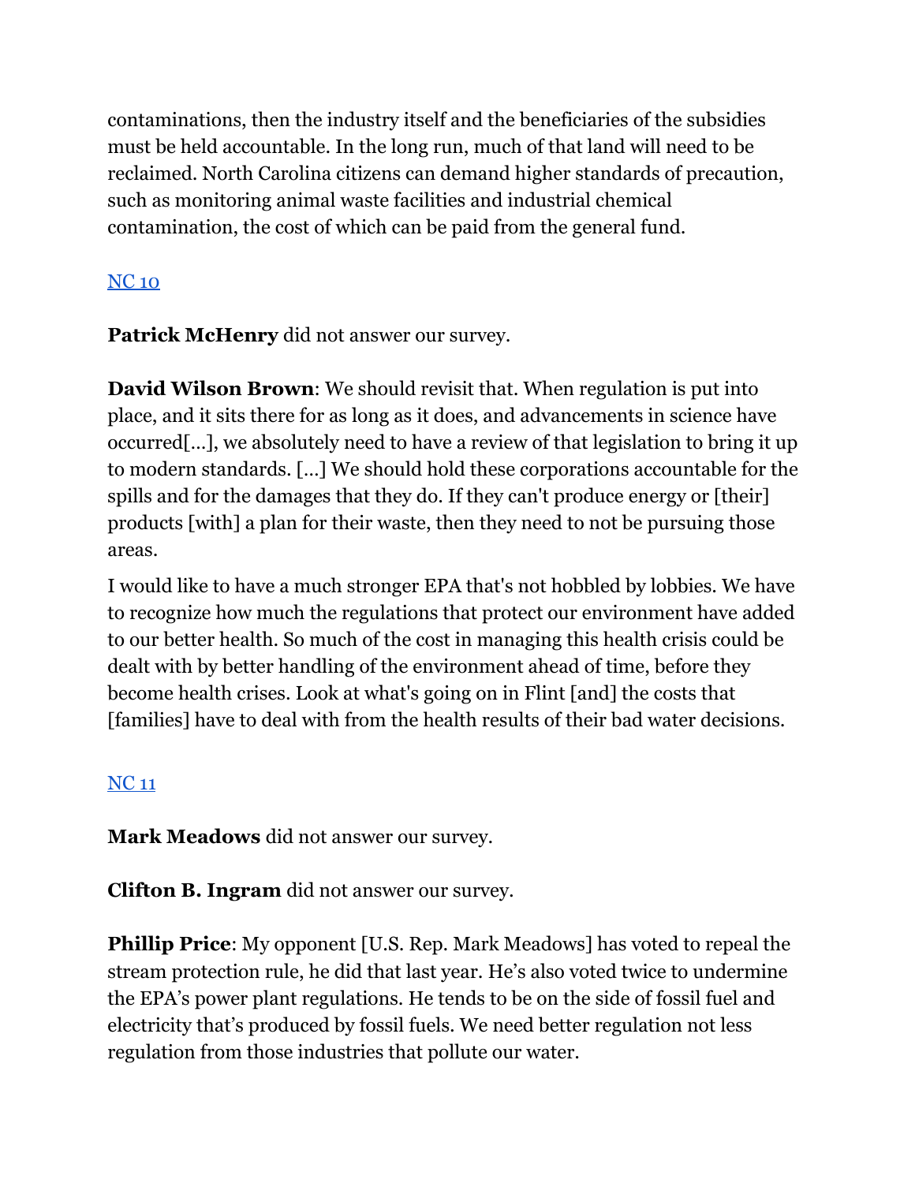contaminations, then the industry itself and the beneficiaries of the subsidies must be held accountable. In the long run, much of that land will need to be reclaimed. North Carolina citizens can demand higher standards of precaution, such as monitoring animal waste facilities and industrial chemical contamination, the cost of which can be paid from the general fund.

## NC 10

**Patrick McHenry** did not answer our survey.

**David Wilson Brown**: We should revisit that. When regulation is put into place, and it sits there for as long as it does, and advancements in science have occurred[…], we absolutely need to have a review of that legislation to bring it up to modern standards. […] We should hold these corporations accountable for the spills and for the damages that they do. If they can't produce energy or [their] products [with] a plan for their waste, then they need to not be pursuing those areas.

I would like to have a much stronger EPA that's not hobbled by lobbies. We have to recognize how much the regulations that protect our environment have added to our better health. So much of the cost in managing this health crisis could be dealt with by better handling of the environment ahead of time, before they become health crises. Look at what's going on in Flint [and] the costs that [families] have to deal with from the health results of their bad water decisions.

## NC 11

**Mark Meadows** did not answer our survey.

**Clifton B. Ingram** did not answer our survey.

**Phillip Price**: My opponent [U.S. Rep. Mark Meadows] has voted to repeal the stream protection rule, he did that last year. He's also voted twice to undermine the EPA's power plant regulations. He tends to be on the side of fossil fuel and electricity that's produced by fossil fuels. We need better regulation not less regulation from those industries that pollute our water.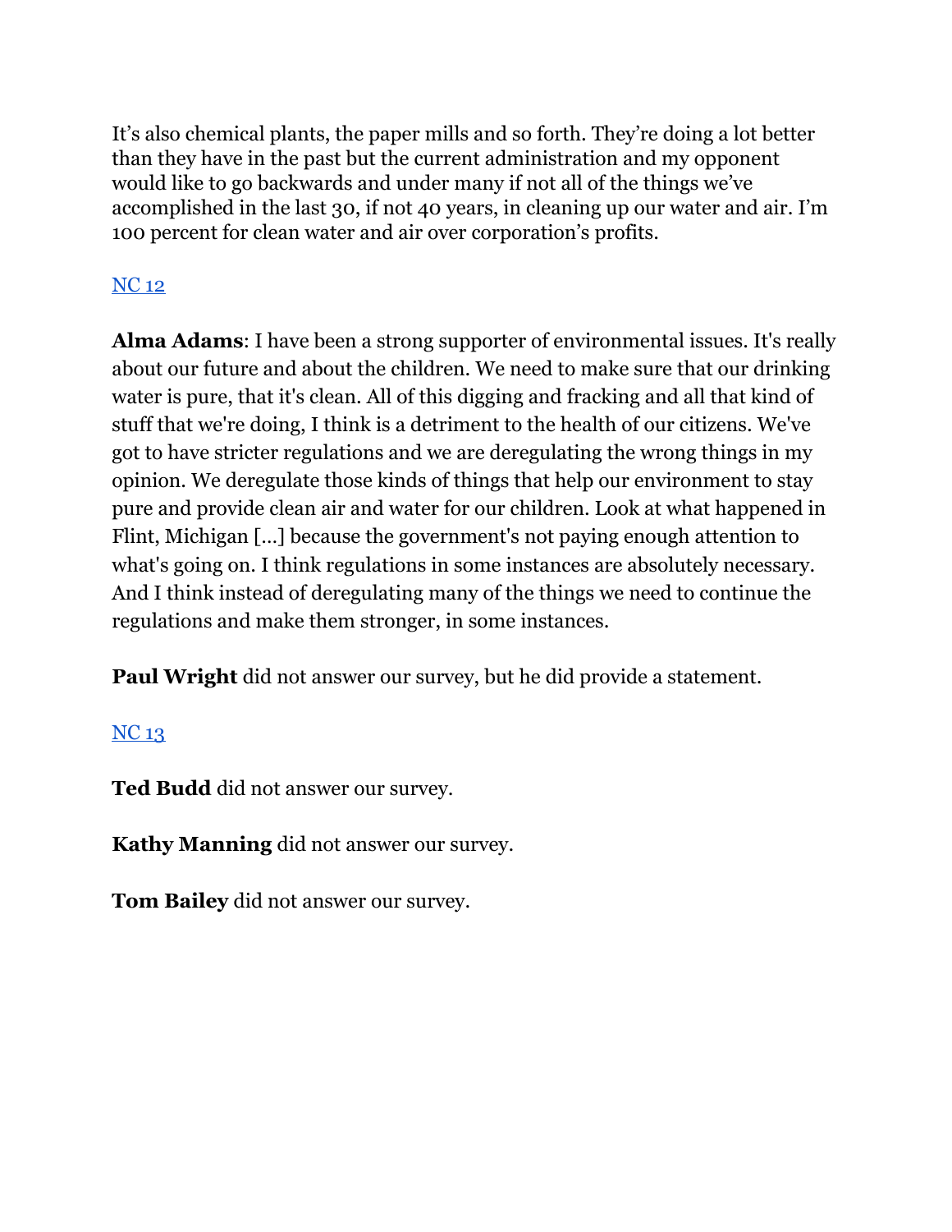It's also chemical plants, the paper mills and so forth. They're doing a lot better than they have in the past but the current administration and my opponent would like to go backwards and under many if not all of the things we've accomplished in the last 30, if not 40 years, in cleaning up our water and air. I'm 100 percent for clean water and air over corporation's profits.

NC 12

**Alma Adams**: I have been a strong supporter of environmental issues. It's really about our future and about the children. We need to make sure that our drinking water is pure, that it's clean. All of this digging and fracking and all that kind of stuff that we're doing, I think is a detriment to the health of our citizens. We've got to have stricter regulations and we are deregulating the wrong things in my opinion. We deregulate those kinds of things that help our environment to stay pure and provide clean air and water for our children. Look at what happened in Flint, Michigan [...] because the government's not paying enough attention to what's going on. I think regulations in some instances are absolutely necessary. And I think instead of deregulating many of the things we need to continue the regulations and make them stronger, in some instances.

**Paul Wright** did not answer our survey, but he did provide a statement.

NC 13

**Ted Budd** did not answer our survey.

**Kathy Manning** did not answer our survey.

**Tom Bailey** did not answer our survey.